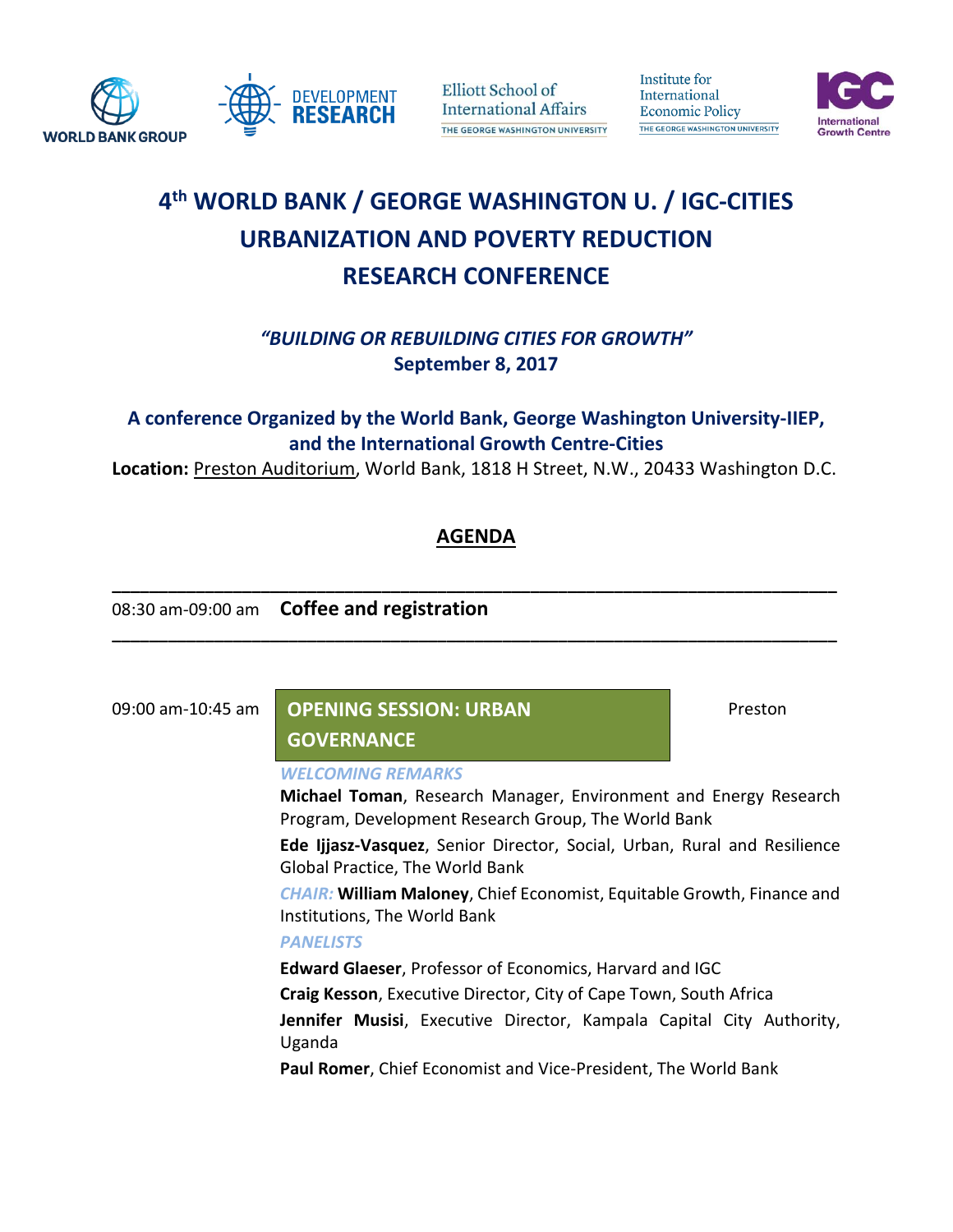# 4th WORLD BANK / GEORGE WASHINGTON U. / IGC-CITIES URBANIZATION AND POVERTY REDUCTION RESEARCH CONFERENCE

***"BUILDING OR REBUILDING CITIES FOR GROWTH"***
**September 8, 2017**

**A conference Organized by the World Bank, George Washington University-IIEP, and the International Growth Centre-Cities**

**Location:** Preston Auditorium, World Bank, 1818 H Street, N.W., 20433 Washington D.C.

## AGENDA

---

08:30 am-09:00 am **Coffee and registration**

---

09:00 am-10:45 am **OPENING SESSION: URBAN GOVERNANCE** — Preston

*WELCOMING REMARKS*

**Michael Toman**, Research Manager, Environment and Energy Research Program, Development Research Group, The World Bank

**Ede Ijjasz-Vasquez**, Senior Director, Social, Urban, Rural and Resilience Global Practice, The World Bank

*CHAIR:* **William Maloney**, Chief Economist, Equitable Growth, Finance and Institutions, The World Bank

*PANELISTS*

**Edward Glaeser**, Professor of Economics, Harvard and IGC

**Craig Kesson**, Executive Director, City of Cape Town, South Africa

**Jennifer Musisi**, Executive Director, Kampala Capital City Authority, Uganda

**Paul Romer**, Chief Economist and Vice-President, The World Bank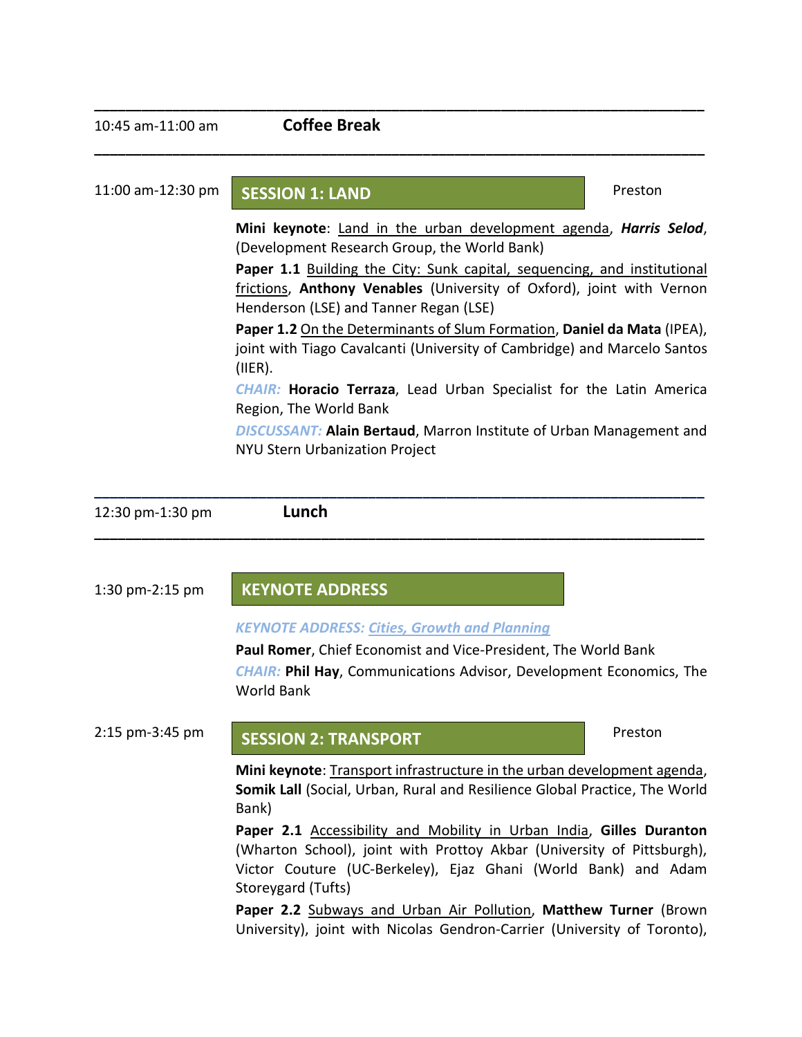---

10:45 am-11:00 am **Coffee Break**

---

11:00 am-12:30 pm

## SESSION 1: LAND

Preston

**Mini keynote**: Land in the urban development agenda, ***Harris Selod***, (Development Research Group, the World Bank)

**Paper 1.1** Building the City: Sunk capital, sequencing, and institutional frictions, **Anthony Venables** (University of Oxford), joint with Vernon Henderson (LSE) and Tanner Regan (LSE)

**Paper 1.2** On the Determinants of Slum Formation, **Daniel da Mata** (IPEA), joint with Tiago Cavalcanti (University of Cambridge) and Marcelo Santos (IIER).

*CHAIR:* **Horacio Terraza**, Lead Urban Specialist for the Latin America Region, The World Bank

*DISCUSSANT:* **Alain Bertaud**, Marron Institute of Urban Management and NYU Stern Urbanization Project

---

12:30 pm-1:30 pm **Lunch**

---

1:30 pm-2:15 pm

## KEYNOTE ADDRESS

*KEYNOTE ADDRESS: Cities, Growth and Planning*

**Paul Romer**, Chief Economist and Vice-President, The World Bank

*CHAIR:* **Phil Hay**, Communications Advisor, Development Economics, The World Bank

2:15 pm-3:45 pm

## SESSION 2: TRANSPORT

Preston

**Mini keynote**: Transport infrastructure in the urban development agenda, **Somik Lall** (Social, Urban, Rural and Resilience Global Practice, The World Bank)

**Paper 2.1** Accessibility and Mobility in Urban India, **Gilles Duranton** (Wharton School), joint with Prottoy Akbar (University of Pittsburgh), Victor Couture (UC-Berkeley), Ejaz Ghani (World Bank) and Adam Storeygard (Tufts)

**Paper 2.2** Subways and Urban Air Pollution, **Matthew Turner** (Brown University), joint with Nicolas Gendron-Carrier (University of Toronto),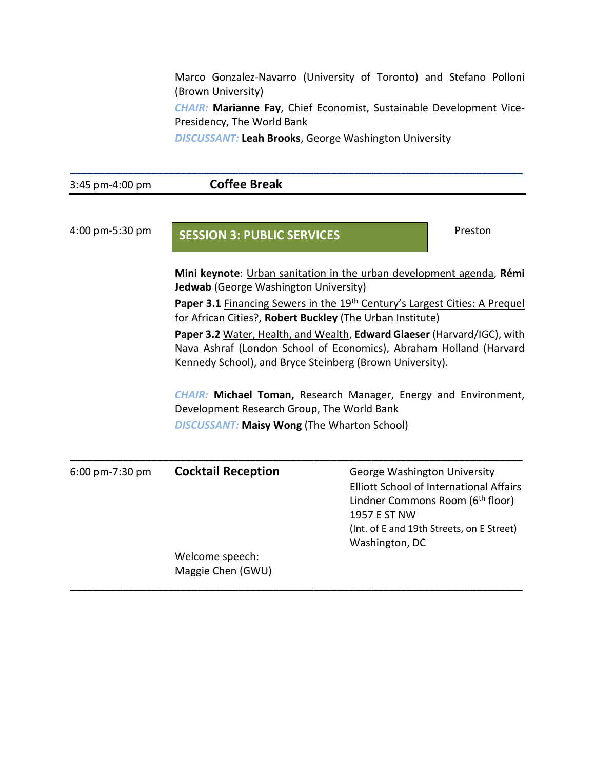Marco Gonzalez-Navarro (University of Toronto) and Stefano Polloni (Brown University)

*CHAIR:* **Marianne Fay**, Chief Economist, Sustainable Development Vice-Presidency, The World Bank

*DISCUSSANT:* **Leah Brooks**, George Washington University

---

3:45 pm-4:00 pm **Coffee Break**

---

4:00 pm-5:30 pm **SESSION 3: PUBLIC SERVICES** Preston

**Mini keynote**: Urban sanitation in the urban development agenda, **Rémi Jedwab** (George Washington University)

**Paper 3.1** Financing Sewers in the 19th Century's Largest Cities: A Prequel for African Cities?, **Robert Buckley** (The Urban Institute)

**Paper 3.2** Water, Health, and Wealth, **Edward Glaeser** (Harvard/IGC), with Nava Ashraf (London School of Economics), Abraham Holland (Harvard Kennedy School), and Bryce Steinberg (Brown University).

*CHAIR:* **Michael Toman,** Research Manager, Energy and Environment, Development Research Group, The World Bank

*DISCUSSANT:* **Maisy Wong** (The Wharton School)

---

6:00 pm-7:30 pm **Cocktail Reception**

George Washington University
Elliott School of International Affairs
Lindner Commons Room (6th floor)
1957 E ST NW
(Int. of E and 19th Streets, on E Street)
Washington, DC

Welcome speech:
Maggie Chen (GWU)

---